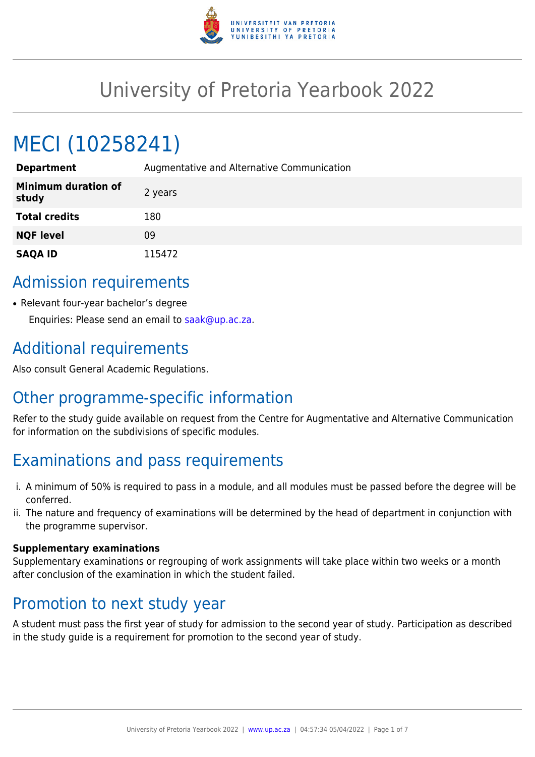# University of Pretoria Yearbook 2022

# MECI (10258241)

| | |
|---|---|
| **Department** | Augmentative and Alternative Communication |
| **Minimum duration of study** | 2 years |
| **Total credits** | 180 |
| **NQF level** | 09 |
| **SAQA ID** | 115472 |

## Admission requirements

- Relevant four-year bachelor's degree

  Enquiries: Please send an email to saak@up.ac.za.

## Additional requirements

Also consult General Academic Regulations.

## Other programme-specific information

Refer to the study guide available on request from the Centre for Augmentative and Alternative Communication for information on the subdivisions of specific modules.

## Examinations and pass requirements

i. A minimum of 50% is required to pass in a module, and all modules must be passed before the degree will be conferred.
ii. The nature and frequency of examinations will be determined by the head of department in conjunction with the programme supervisor.

**Supplementary examinations**
Supplementary examinations or regrouping of work assignments will take place within two weeks or a month after conclusion of the examination in which the student failed.

## Promotion to next study year

A student must pass the first year of study for admission to the second year of study. Participation as described in the study guide is a requirement for promotion to the second year of study.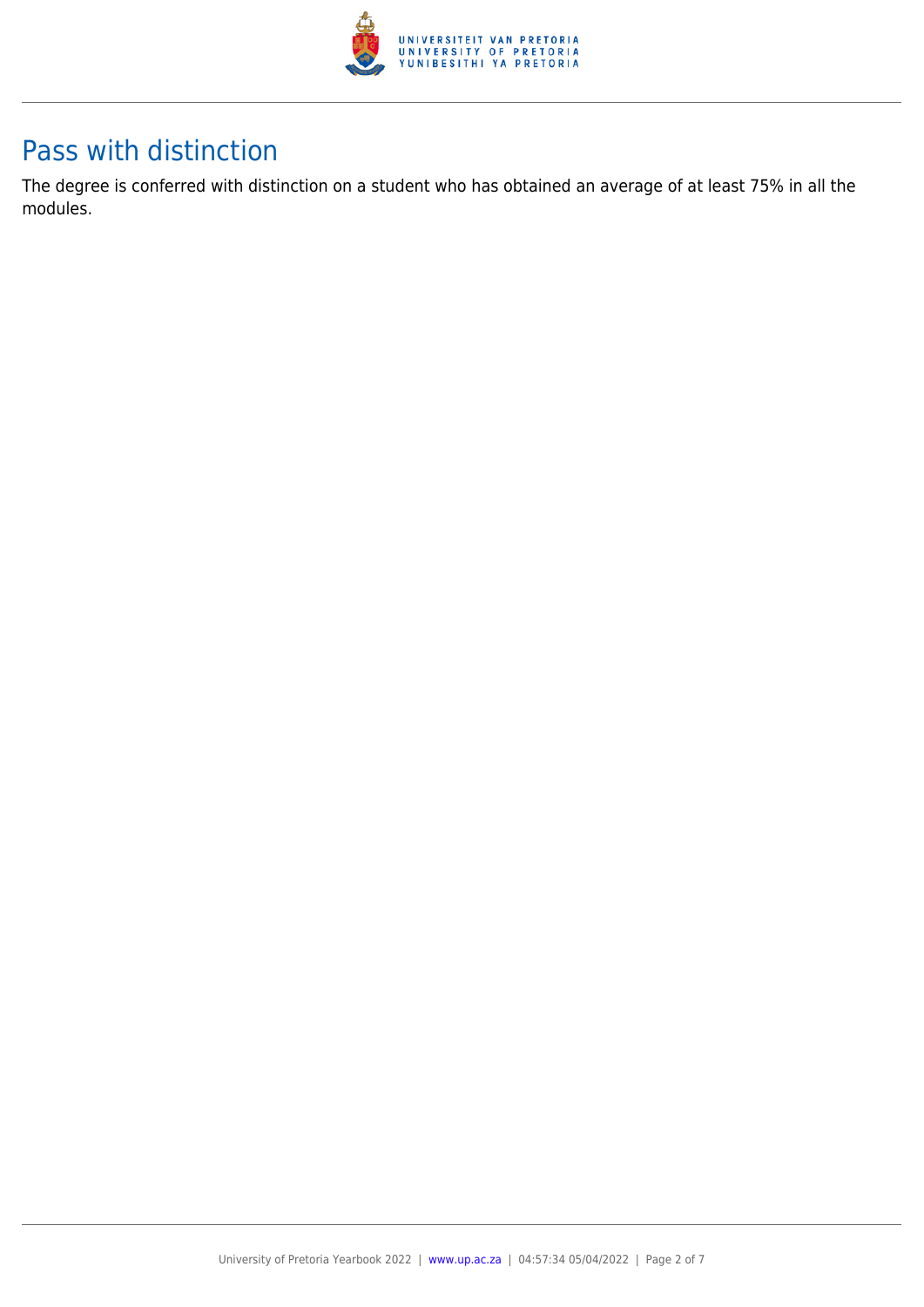## Pass with distinction

The degree is conferred with distinction on a student who has obtained an average of at least 75% in all the modules.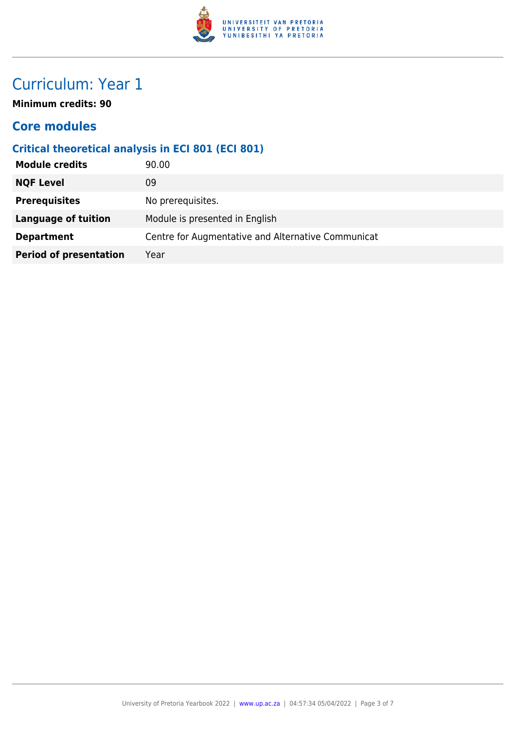# Curriculum: Year 1

**Minimum credits: 90**

## Core modules

### Critical theoretical analysis in ECI 801 (ECI 801)

| | |
|---|---|
| **Module credits** | 90.00 |
| **NQF Level** | 09 |
| **Prerequisites** | No prerequisites. |
| **Language of tuition** | Module is presented in English |
| **Department** | Centre for Augmentative and Alternative Communicat |
| **Period of presentation** | Year |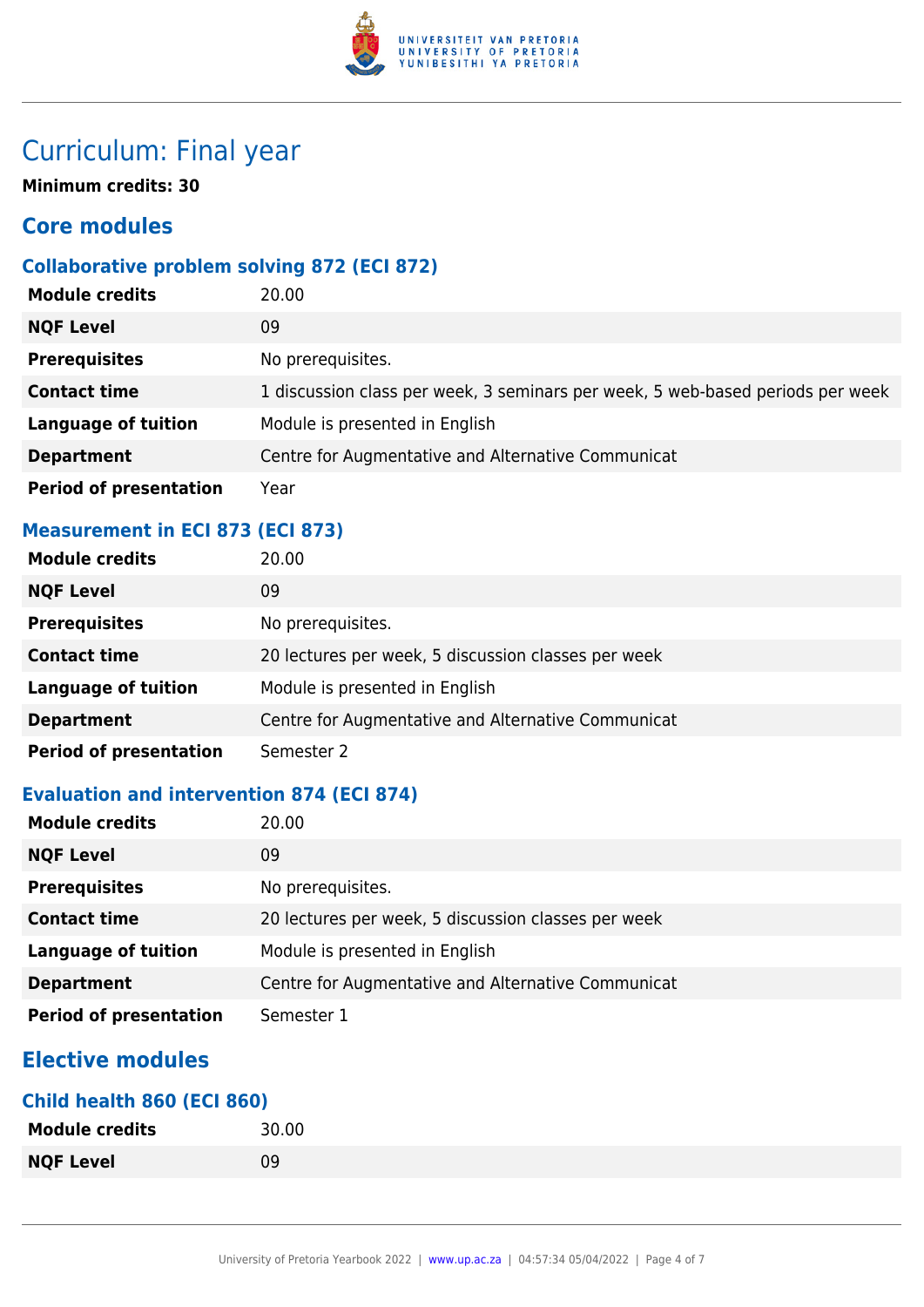# Curriculum: Final year

**Minimum credits: 30**

## Core modules

### Collaborative problem solving 872 (ECI 872)

| | |
|---|---|
| **Module credits** | 20.00 |
| **NQF Level** | 09 |
| **Prerequisites** | No prerequisites. |
| **Contact time** | 1 discussion class per week, 3 seminars per week, 5 web-based periods per week |
| **Language of tuition** | Module is presented in English |
| **Department** | Centre for Augmentative and Alternative Communicat |
| **Period of presentation** | Year |

### Measurement in ECI 873 (ECI 873)

| | |
|---|---|
| **Module credits** | 20.00 |
| **NQF Level** | 09 |
| **Prerequisites** | No prerequisites. |
| **Contact time** | 20 lectures per week, 5 discussion classes per week |
| **Language of tuition** | Module is presented in English |
| **Department** | Centre for Augmentative and Alternative Communicat |
| **Period of presentation** | Semester 2 |

### Evaluation and intervention 874 (ECI 874)

| | |
|---|---|
| **Module credits** | 20.00 |
| **NQF Level** | 09 |
| **Prerequisites** | No prerequisites. |
| **Contact time** | 20 lectures per week, 5 discussion classes per week |
| **Language of tuition** | Module is presented in English |
| **Department** | Centre for Augmentative and Alternative Communicat |
| **Period of presentation** | Semester 1 |

## Elective modules

### Child health 860 (ECI 860)

| | |
|---|---|
| **Module credits** | 30.00 |
| **NQF Level** | 09 |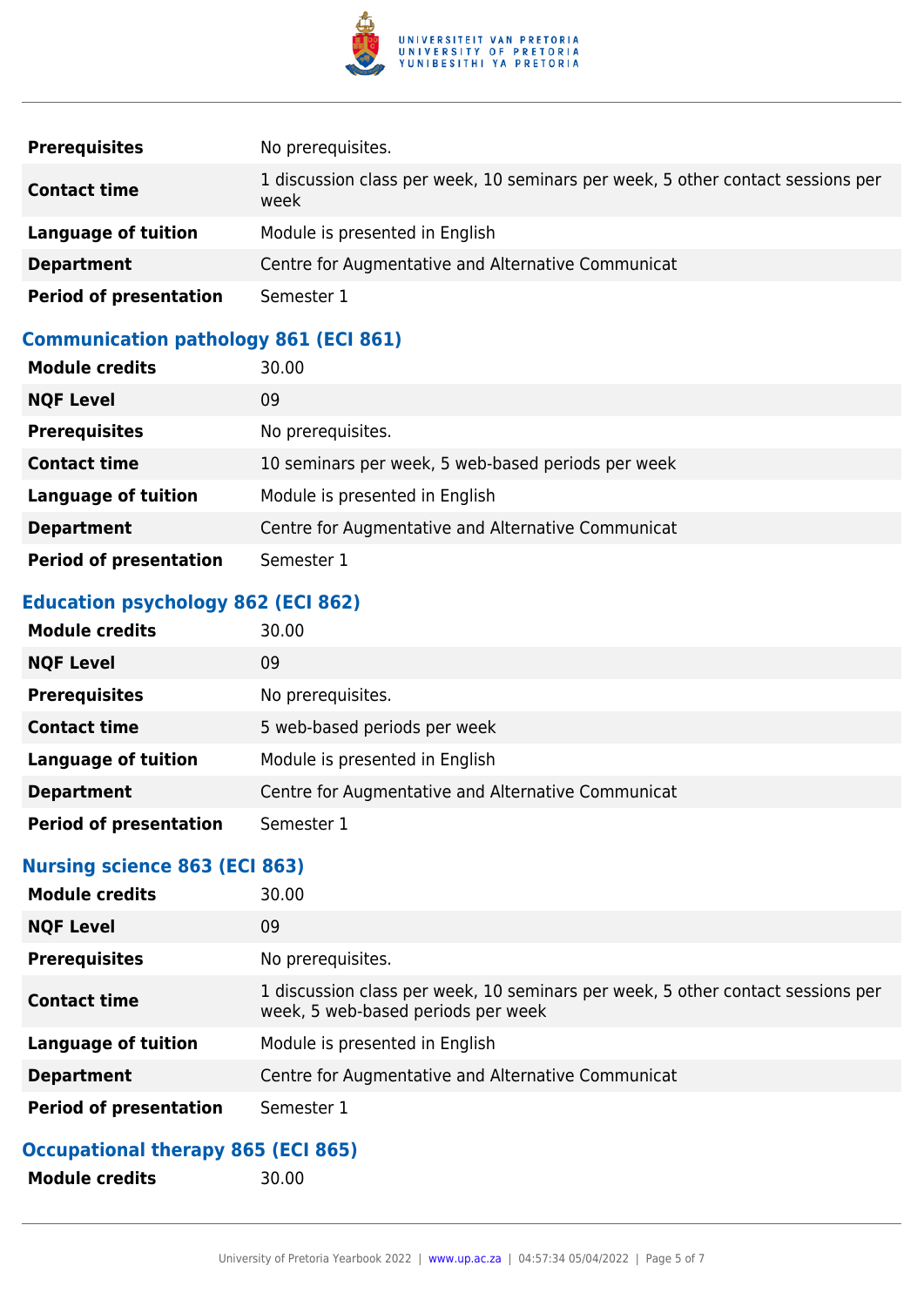| | |
|---|---|
| **Prerequisites** | No prerequisites. |
| **Contact time** | 1 discussion class per week, 10 seminars per week, 5 other contact sessions per week |
| **Language of tuition** | Module is presented in English |
| **Department** | Centre for Augmentative and Alternative Communicat |
| **Period of presentation** | Semester 1 |

### Communication pathology 861 (ECI 861)

| | |
|---|---|
| **Module credits** | 30.00 |
| **NQF Level** | 09 |
| **Prerequisites** | No prerequisites. |
| **Contact time** | 10 seminars per week, 5 web-based periods per week |
| **Language of tuition** | Module is presented in English |
| **Department** | Centre for Augmentative and Alternative Communicat |
| **Period of presentation** | Semester 1 |

### Education psychology 862 (ECI 862)

| | |
|---|---|
| **Module credits** | 30.00 |
| **NQF Level** | 09 |
| **Prerequisites** | No prerequisites. |
| **Contact time** | 5 web-based periods per week |
| **Language of tuition** | Module is presented in English |
| **Department** | Centre for Augmentative and Alternative Communicat |
| **Period of presentation** | Semester 1 |

### Nursing science 863 (ECI 863)

| | |
|---|---|
| **Module credits** | 30.00 |
| **NQF Level** | 09 |
| **Prerequisites** | No prerequisites. |
| **Contact time** | 1 discussion class per week, 10 seminars per week, 5 other contact sessions per week, 5 web-based periods per week |
| **Language of tuition** | Module is presented in English |
| **Department** | Centre for Augmentative and Alternative Communicat |
| **Period of presentation** | Semester 1 |

### Occupational therapy 865 (ECI 865)

| | |
|---|---|
| **Module credits** | 30.00 |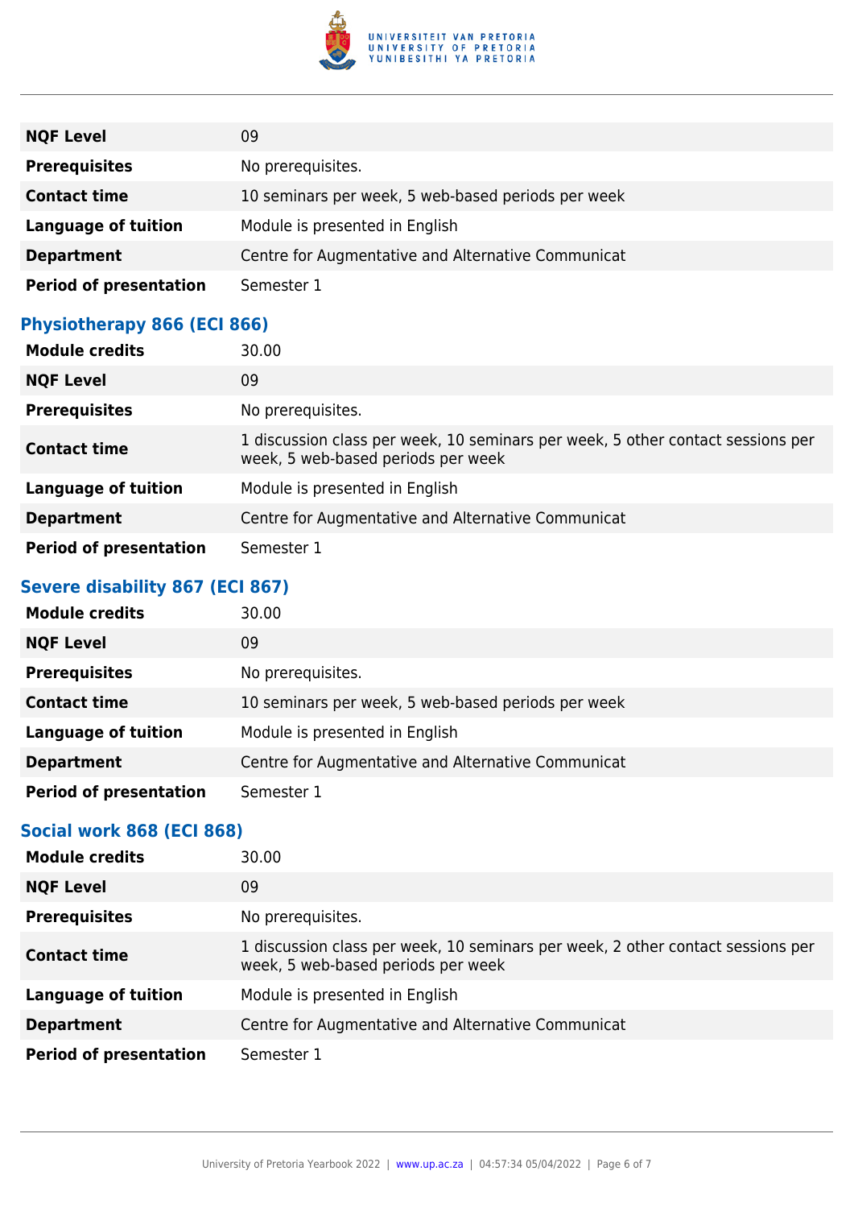| | |
|---|---|
| **NQF Level** | 09 |
| **Prerequisites** | No prerequisites. |
| **Contact time** | 10 seminars per week, 5 web-based periods per week |
| **Language of tuition** | Module is presented in English |
| **Department** | Centre for Augmentative and Alternative Communicat |
| **Period of presentation** | Semester 1 |

### Physiotherapy 866 (ECI 866)

| | |
|---|---|
| **Module credits** | 30.00 |
| **NQF Level** | 09 |
| **Prerequisites** | No prerequisites. |
| **Contact time** | 1 discussion class per week, 10 seminars per week, 5 other contact sessions per week, 5 web-based periods per week |
| **Language of tuition** | Module is presented in English |
| **Department** | Centre for Augmentative and Alternative Communicat |
| **Period of presentation** | Semester 1 |

### Severe disability 867 (ECI 867)

| | |
|---|---|
| **Module credits** | 30.00 |
| **NQF Level** | 09 |
| **Prerequisites** | No prerequisites. |
| **Contact time** | 10 seminars per week, 5 web-based periods per week |
| **Language of tuition** | Module is presented in English |
| **Department** | Centre for Augmentative and Alternative Communicat |
| **Period of presentation** | Semester 1 |

### Social work 868 (ECI 868)

| | |
|---|---|
| **Module credits** | 30.00 |
| **NQF Level** | 09 |
| **Prerequisites** | No prerequisites. |
| **Contact time** | 1 discussion class per week, 10 seminars per week, 2 other contact sessions per week, 5 web-based periods per week |
| **Language of tuition** | Module is presented in English |
| **Department** | Centre for Augmentative and Alternative Communicat |
| **Period of presentation** | Semester 1 |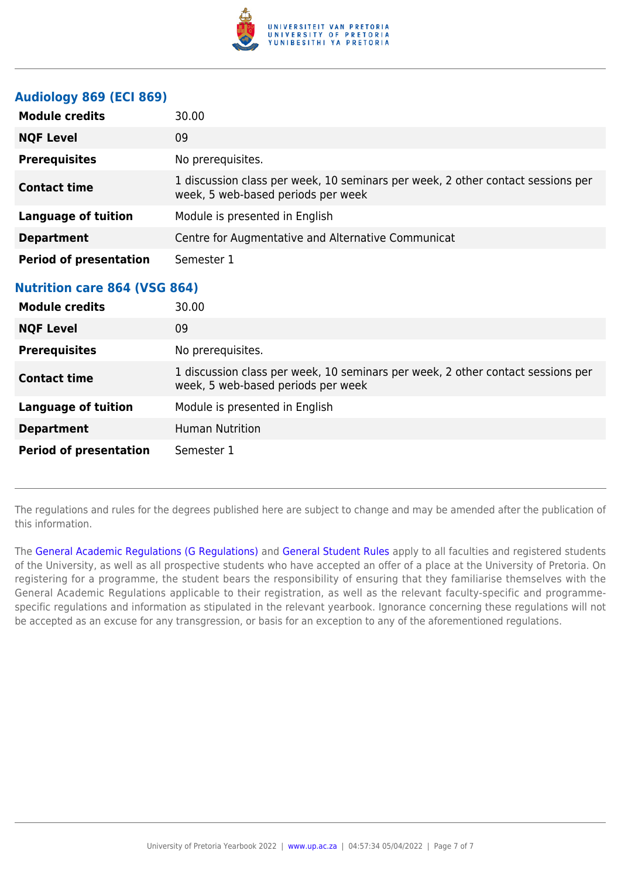### Audiology 869 (ECI 869)

| | |
|---|---|
| **Module credits** | 30.00 |
| **NQF Level** | 09 |
| **Prerequisites** | No prerequisites. |
| **Contact time** | 1 discussion class per week, 10 seminars per week, 2 other contact sessions per week, 5 web-based periods per week |
| **Language of tuition** | Module is presented in English |
| **Department** | Centre for Augmentative and Alternative Communicat |
| **Period of presentation** | Semester 1 |

### Nutrition care 864 (VSG 864)

| | |
|---|---|
| **Module credits** | 30.00 |
| **NQF Level** | 09 |
| **Prerequisites** | No prerequisites. |
| **Contact time** | 1 discussion class per week, 10 seminars per week, 2 other contact sessions per week, 5 web-based periods per week |
| **Language of tuition** | Module is presented in English |
| **Department** | Human Nutrition |
| **Period of presentation** | Semester 1 |

The regulations and rules for the degrees published here are subject to change and may be amended after the publication of this information.

The General Academic Regulations (G Regulations) and General Student Rules apply to all faculties and registered students of the University, as well as all prospective students who have accepted an offer of a place at the University of Pretoria. On registering for a programme, the student bears the responsibility of ensuring that they familiarise themselves with the General Academic Regulations applicable to their registration, as well as the relevant faculty-specific and programme-specific regulations and information as stipulated in the relevant yearbook. Ignorance concerning these regulations will not be accepted as an excuse for any transgression, or basis for an exception to any of the aforementioned regulations.